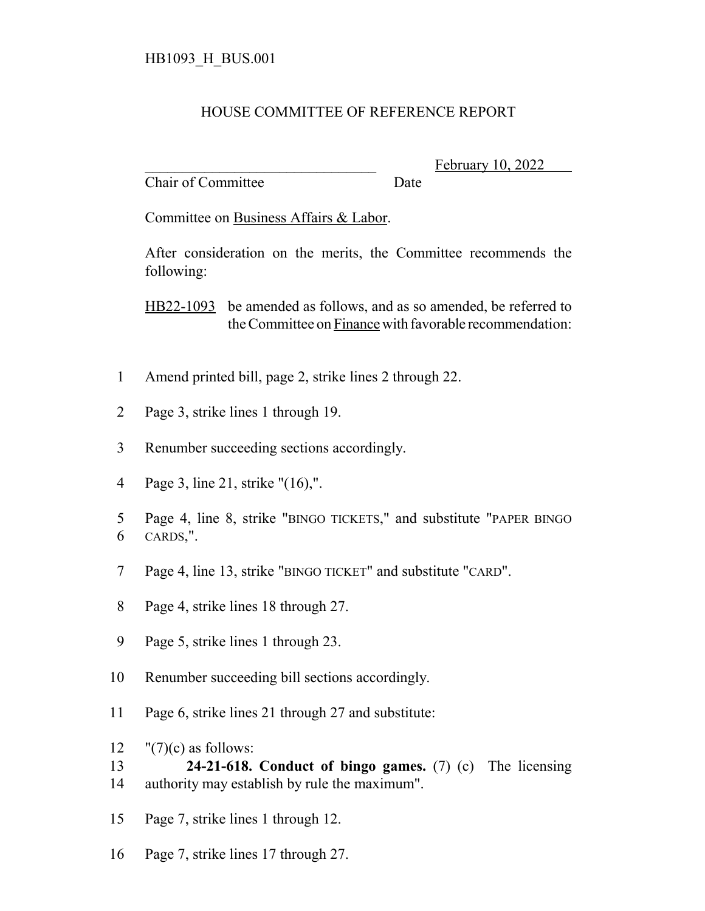HB1093_H_BUS.001

# HOUSE COMMITTEE OF REFERENCE REPORT

________________________________ February 10, 2022
Chair of Committee Date

Committee on Business Affairs & Labor.

After consideration on the merits, the Committee recommends the following:

HB22-1093 be amended as follows, and as so amended, be referred to the Committee on Finance with favorable recommendation:

1 Amend printed bill, page 2, strike lines 2 through 22.

2 Page 3, strike lines 1 through 19.

3 Renumber succeeding sections accordingly.

4 Page 3, line 21, strike "(16),".

5 Page 4, line 8, strike "BINGO TICKETS," and substitute "PAPER BINGO
6 CARDS,".

7 Page 4, line 13, strike "BINGO TICKET" and substitute "CARD".

8 Page 4, strike lines 18 through 27.

9 Page 5, strike lines 1 through 23.

10 Renumber succeeding bill sections accordingly.

11 Page 6, strike lines 21 through 27 and substitute:

12 "(7)(c) as follows:
13 **24-21-618. Conduct of bingo games.** (7) (c) The licensing
14 authority may establish by rule the maximum".

15 Page 7, strike lines 1 through 12.

16 Page 7, strike lines 17 through 27.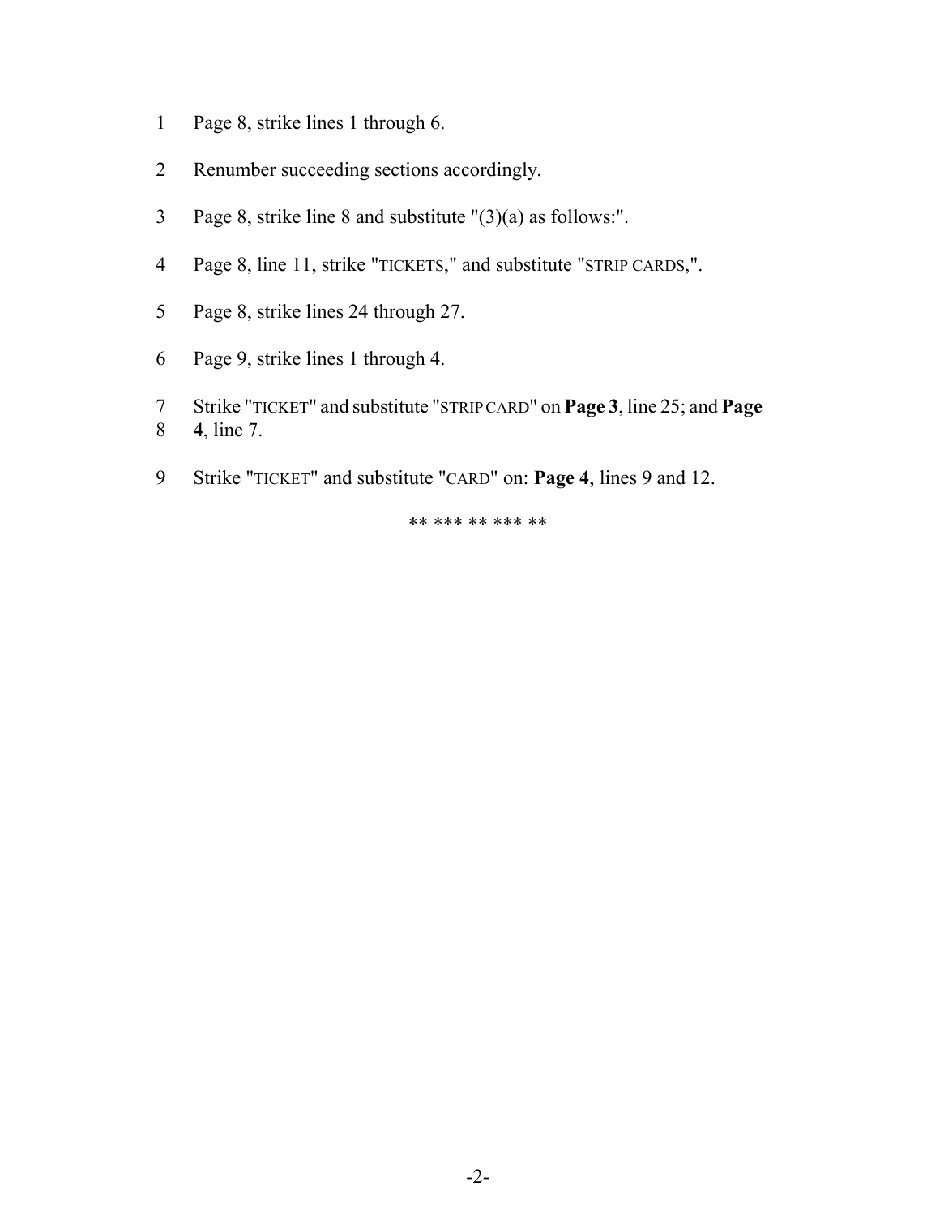1 Page 8, strike lines 1 through 6.

2 Renumber succeeding sections accordingly.

3 Page 8, strike line 8 and substitute "(3)(a) as follows:".

4 Page 8, line 11, strike "TICKETS," and substitute "STRIP CARDS,".

5 Page 8, strike lines 24 through 27.

6 Page 9, strike lines 1 through 4.

7 Strike "TICKET" and substitute "STRIP CARD" on **Page 3**, line 25; and **Page**
8 **4**, line 7.

9 Strike "TICKET" and substitute "CARD" on: **Page 4**, lines 9 and 12.

** *** ** *** **